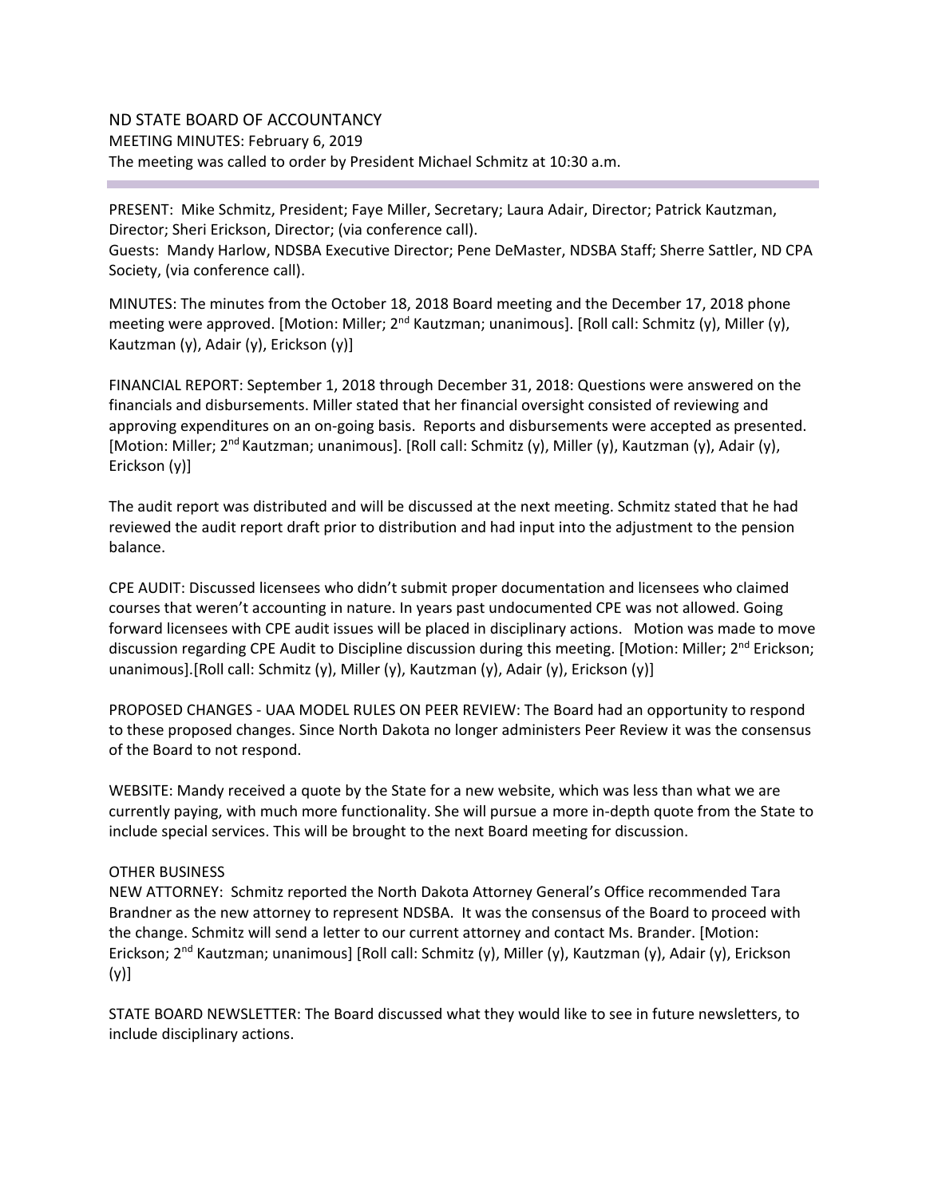# ND STATE BOARD OF ACCOUNTANCY

MEETING MINUTES: February 6, 2019

The meeting was called to order by President Michael Schmitz at 10:30 a.m.

---

PRESENT: Mike Schmitz, President; Faye Miller, Secretary; Laura Adair, Director; Patrick Kautzman, Director; Sheri Erickson, Director; (via conference call).
Guests: Mandy Harlow, NDSBA Executive Director; Pene DeMaster, NDSBA Staff; Sherre Sattler, ND CPA Society, (via conference call).

MINUTES: The minutes from the October 18, 2018 Board meeting and the December 17, 2018 phone meeting were approved. [Motion: Miller; 2nd Kautzman; unanimous]. [Roll call: Schmitz (y), Miller (y), Kautzman (y), Adair (y), Erickson (y)]

FINANCIAL REPORT: September 1, 2018 through December 31, 2018: Questions were answered on the financials and disbursements. Miller stated that her financial oversight consisted of reviewing and approving expenditures on an on-going basis. Reports and disbursements were accepted as presented. [Motion: Miller; 2nd Kautzman; unanimous]. [Roll call: Schmitz (y), Miller (y), Kautzman (y), Adair (y), Erickson (y)]

The audit report was distributed and will be discussed at the next meeting. Schmitz stated that he had reviewed the audit report draft prior to distribution and had input into the adjustment to the pension balance.

CPE AUDIT: Discussed licensees who didn't submit proper documentation and licensees who claimed courses that weren't accounting in nature. In years past undocumented CPE was not allowed. Going forward licensees with CPE audit issues will be placed in disciplinary actions. Motion was made to move discussion regarding CPE Audit to Discipline discussion during this meeting. [Motion: Miller; 2nd Erickson; unanimous].[Roll call: Schmitz (y), Miller (y), Kautzman (y), Adair (y), Erickson (y)]

PROPOSED CHANGES - UAA MODEL RULES ON PEER REVIEW: The Board had an opportunity to respond to these proposed changes. Since North Dakota no longer administers Peer Review it was the consensus of the Board to not respond.

WEBSITE: Mandy received a quote by the State for a new website, which was less than what we are currently paying, with much more functionality. She will pursue a more in-depth quote from the State to include special services. This will be brought to the next Board meeting for discussion.

OTHER BUSINESS

NEW ATTORNEY: Schmitz reported the North Dakota Attorney General's Office recommended Tara Brandner as the new attorney to represent NDSBA. It was the consensus of the Board to proceed with the change. Schmitz will send a letter to our current attorney and contact Ms. Brander. [Motion: Erickson; 2nd Kautzman; unanimous] [Roll call: Schmitz (y), Miller (y), Kautzman (y), Adair (y), Erickson (y)]

STATE BOARD NEWSLETTER: The Board discussed what they would like to see in future newsletters, to include disciplinary actions.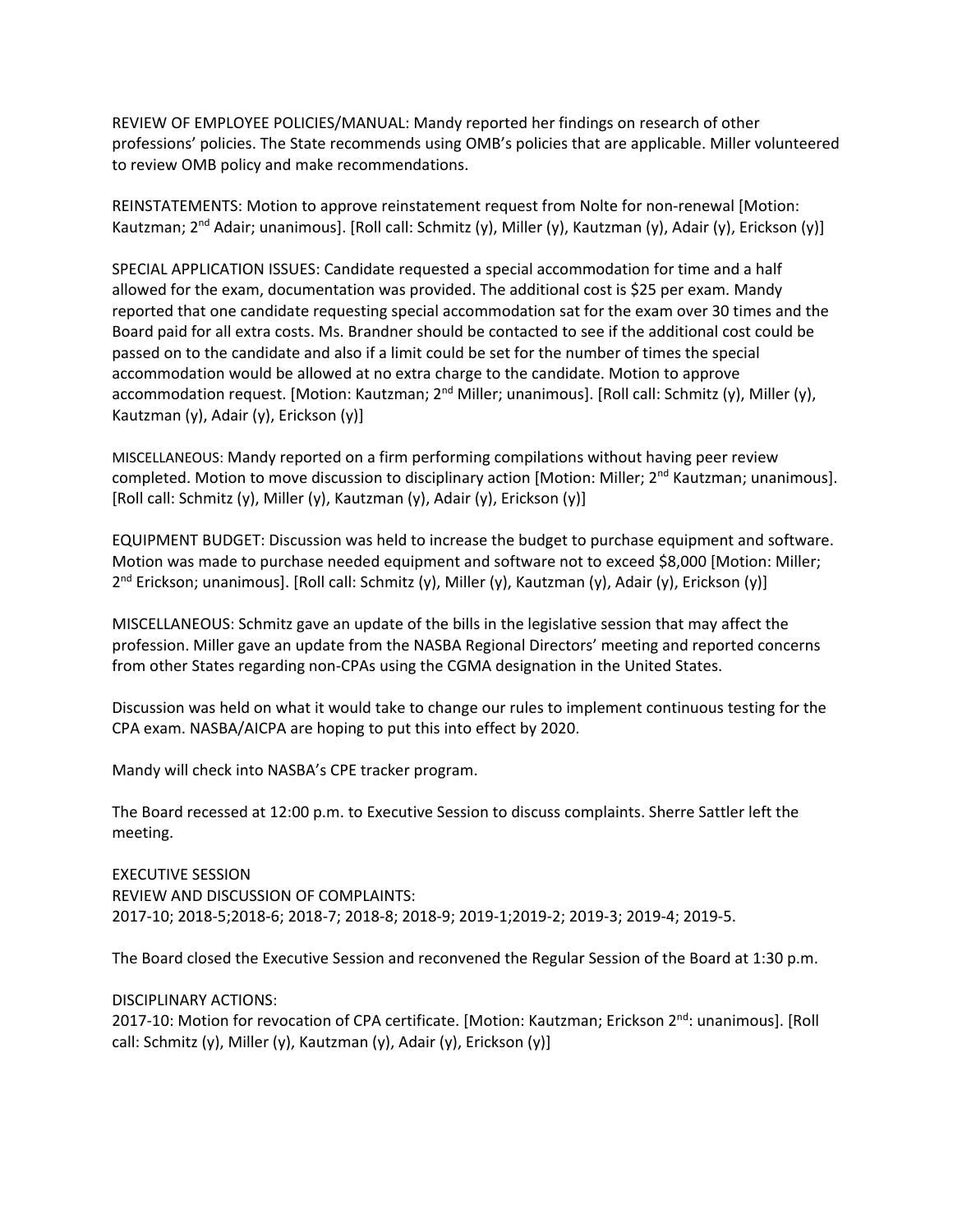REVIEW OF EMPLOYEE POLICIES/MANUAL: Mandy reported her findings on research of other professions' policies. The State recommends using OMB's policies that are applicable. Miller volunteered to review OMB policy and make recommendations.

REINSTATEMENTS: Motion to approve reinstatement request from Nolte for non-renewal [Motion: Kautzman; 2nd Adair; unanimous]. [Roll call: Schmitz (y), Miller (y), Kautzman (y), Adair (y), Erickson (y)]

SPECIAL APPLICATION ISSUES: Candidate requested a special accommodation for time and a half allowed for the exam, documentation was provided. The additional cost is $25 per exam. Mandy reported that one candidate requesting special accommodation sat for the exam over 30 times and the Board paid for all extra costs. Ms. Brandner should be contacted to see if the additional cost could be passed on to the candidate and also if a limit could be set for the number of times the special accommodation would be allowed at no extra charge to the candidate. Motion to approve accommodation request. [Motion: Kautzman; 2nd Miller; unanimous]. [Roll call: Schmitz (y), Miller (y), Kautzman (y), Adair (y), Erickson (y)]

MISCELLANEOUS: Mandy reported on a firm performing compilations without having peer review completed. Motion to move discussion to disciplinary action [Motion: Miller; 2nd Kautzman; unanimous]. [Roll call: Schmitz (y), Miller (y), Kautzman (y), Adair (y), Erickson (y)]

EQUIPMENT BUDGET: Discussion was held to increase the budget to purchase equipment and software. Motion was made to purchase needed equipment and software not to exceed $8,000 [Motion: Miller; 2nd Erickson; unanimous]. [Roll call: Schmitz (y), Miller (y), Kautzman (y), Adair (y), Erickson (y)]

MISCELLANEOUS: Schmitz gave an update of the bills in the legislative session that may affect the profession. Miller gave an update from the NASBA Regional Directors' meeting and reported concerns from other States regarding non-CPAs using the CGMA designation in the United States.

Discussion was held on what it would take to change our rules to implement continuous testing for the CPA exam. NASBA/AICPA are hoping to put this into effect by 2020.

Mandy will check into NASBA's CPE tracker program.

The Board recessed at 12:00 p.m. to Executive Session to discuss complaints. Sherre Sattler left the meeting.

EXECUTIVE SESSION
REVIEW AND DISCUSSION OF COMPLAINTS:
2017-10; 2018-5;2018-6; 2018-7; 2018-8; 2018-9; 2019-1;2019-2; 2019-3; 2019-4; 2019-5.

The Board closed the Executive Session and reconvened the Regular Session of the Board at 1:30 p.m.

DISCIPLINARY ACTIONS:
2017-10: Motion for revocation of CPA certificate. [Motion: Kautzman; Erickson 2nd: unanimous]. [Roll call: Schmitz (y), Miller (y), Kautzman (y), Adair (y), Erickson (y)]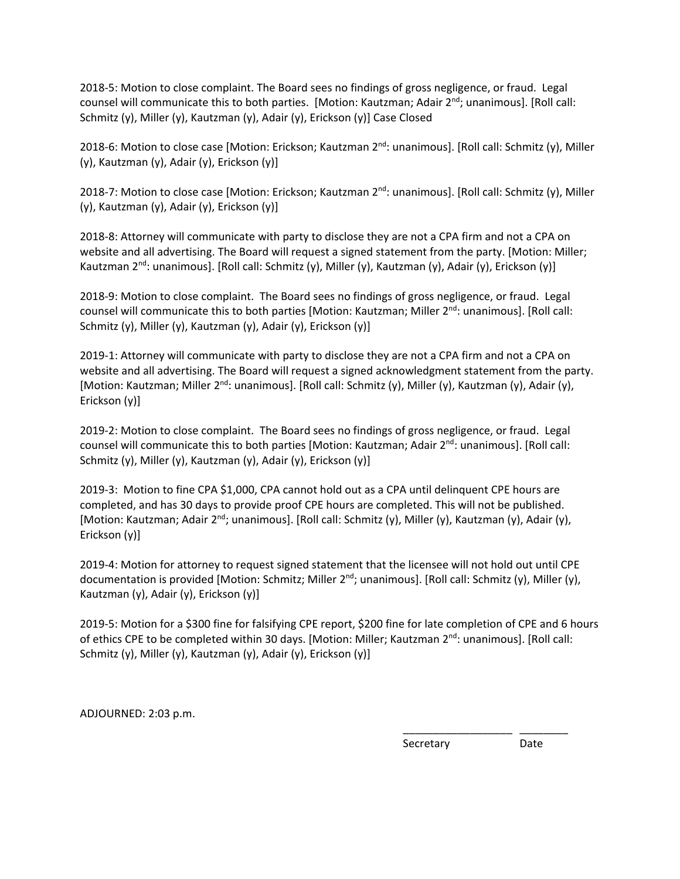2018-5: Motion to close complaint. The Board sees no findings of gross negligence, or fraud. Legal counsel will communicate this to both parties. [Motion: Kautzman; Adair 2nd; unanimous]. [Roll call: Schmitz (y), Miller (y), Kautzman (y), Adair (y), Erickson (y)] Case Closed

2018-6: Motion to close case [Motion: Erickson; Kautzman 2nd: unanimous]. [Roll call: Schmitz (y), Miller (y), Kautzman (y), Adair (y), Erickson (y)]

2018-7: Motion to close case [Motion: Erickson; Kautzman 2nd: unanimous]. [Roll call: Schmitz (y), Miller (y), Kautzman (y), Adair (y), Erickson (y)]

2018-8: Attorney will communicate with party to disclose they are not a CPA firm and not a CPA on website and all advertising. The Board will request a signed statement from the party. [Motion: Miller; Kautzman 2nd: unanimous]. [Roll call: Schmitz (y), Miller (y), Kautzman (y), Adair (y), Erickson (y)]

2018-9: Motion to close complaint. The Board sees no findings of gross negligence, or fraud. Legal counsel will communicate this to both parties [Motion: Kautzman; Miller 2nd: unanimous]. [Roll call: Schmitz (y), Miller (y), Kautzman (y), Adair (y), Erickson (y)]

2019-1: Attorney will communicate with party to disclose they are not a CPA firm and not a CPA on website and all advertising. The Board will request a signed acknowledgment statement from the party. [Motion: Kautzman; Miller 2nd: unanimous]. [Roll call: Schmitz (y), Miller (y), Kautzman (y), Adair (y), Erickson (y)]

2019-2: Motion to close complaint. The Board sees no findings of gross negligence, or fraud. Legal counsel will communicate this to both parties [Motion: Kautzman; Adair 2nd: unanimous]. [Roll call: Schmitz (y), Miller (y), Kautzman (y), Adair (y), Erickson (y)]

2019-3: Motion to fine CPA $1,000, CPA cannot hold out as a CPA until delinquent CPE hours are completed, and has 30 days to provide proof CPE hours are completed. This will not be published. [Motion: Kautzman; Adair 2nd; unanimous]. [Roll call: Schmitz (y), Miller (y), Kautzman (y), Adair (y), Erickson (y)]

2019-4: Motion for attorney to request signed statement that the licensee will not hold out until CPE documentation is provided [Motion: Schmitz; Miller 2nd; unanimous]. [Roll call: Schmitz (y), Miller (y), Kautzman (y), Adair (y), Erickson (y)]

2019-5: Motion for a $300 fine for falsifying CPE report, $200 fine for late completion of CPE and 6 hours of ethics CPE to be completed within 30 days. [Motion: Miller; Kautzman 2nd: unanimous]. [Roll call: Schmitz (y), Miller (y), Kautzman (y), Adair (y), Erickson (y)]

ADJOURNED: 2:03 p.m.

\_\_\_\_\_\_\_\_\_\_\_\_\_\_\_\_\_\_ \_\_\_\_\_\_\_\_
Secretary Date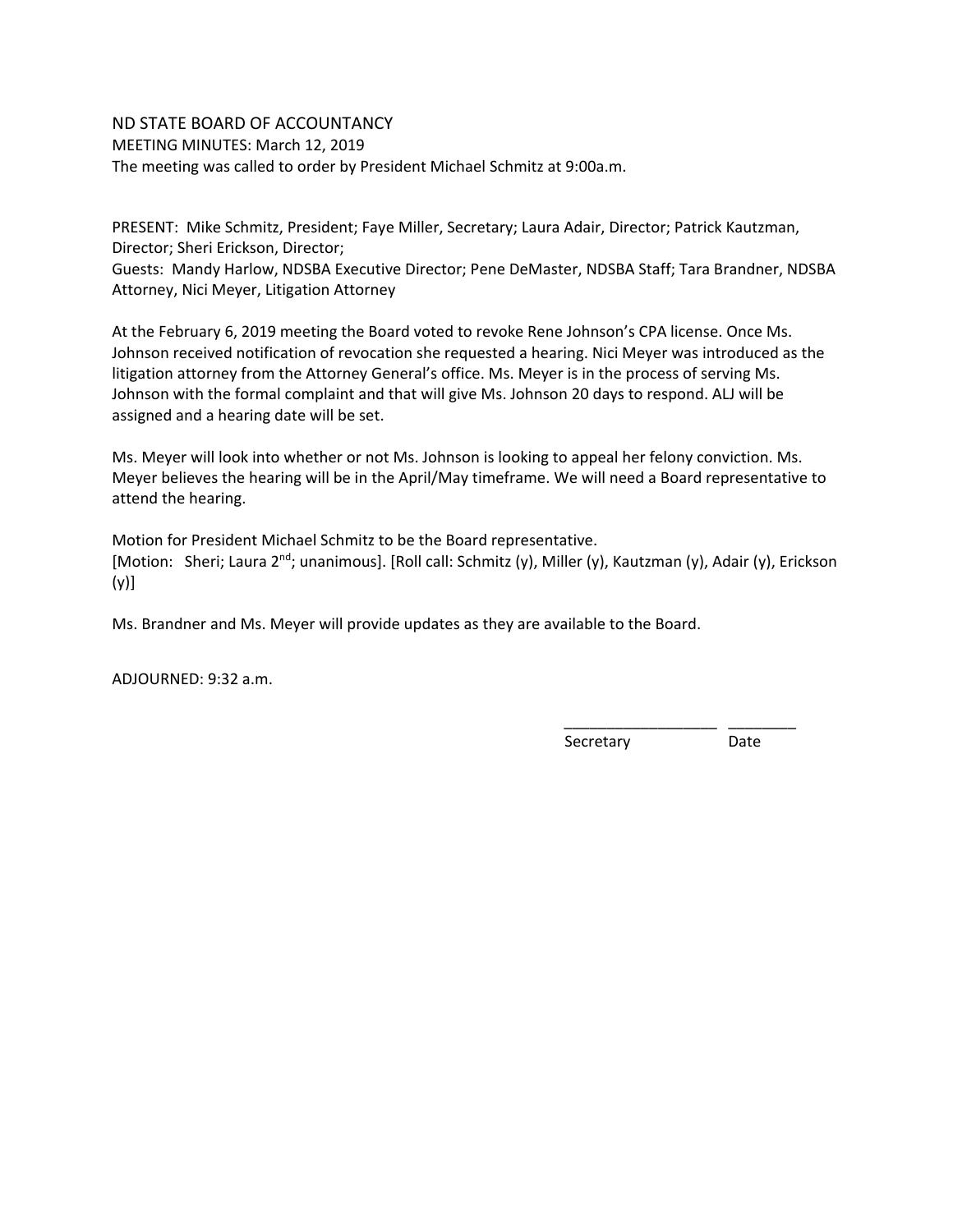ND STATE BOARD OF ACCOUNTANCY

MEETING MINUTES: March 12, 2019

The meeting was called to order by President Michael Schmitz at 9:00a.m.

PRESENT: Mike Schmitz, President; Faye Miller, Secretary; Laura Adair, Director; Patrick Kautzman, Director; Sheri Erickson, Director;

Guests: Mandy Harlow, NDSBA Executive Director; Pene DeMaster, NDSBA Staff; Tara Brandner, NDSBA Attorney, Nici Meyer, Litigation Attorney

At the February 6, 2019 meeting the Board voted to revoke Rene Johnson's CPA license. Once Ms. Johnson received notification of revocation she requested a hearing. Nici Meyer was introduced as the litigation attorney from the Attorney General's office. Ms. Meyer is in the process of serving Ms. Johnson with the formal complaint and that will give Ms. Johnson 20 days to respond. ALJ will be assigned and a hearing date will be set.

Ms. Meyer will look into whether or not Ms. Johnson is looking to appeal her felony conviction. Ms. Meyer believes the hearing will be in the April/May timeframe. We will need a Board representative to attend the hearing.

Motion for President Michael Schmitz to be the Board representative.
[Motion: Sheri; Laura 2nd; unanimous]. [Roll call: Schmitz (y), Miller (y), Kautzman (y), Adair (y), Erickson (y)]

Ms. Brandner and Ms. Meyer will provide updates as they are available to the Board.

ADJOURNED: 9:32 a.m.

\_\_\_\_\_\_\_\_\_\_\_\_\_\_\_\_\_\_ \_\_\_\_\_\_\_\_

Secretary Date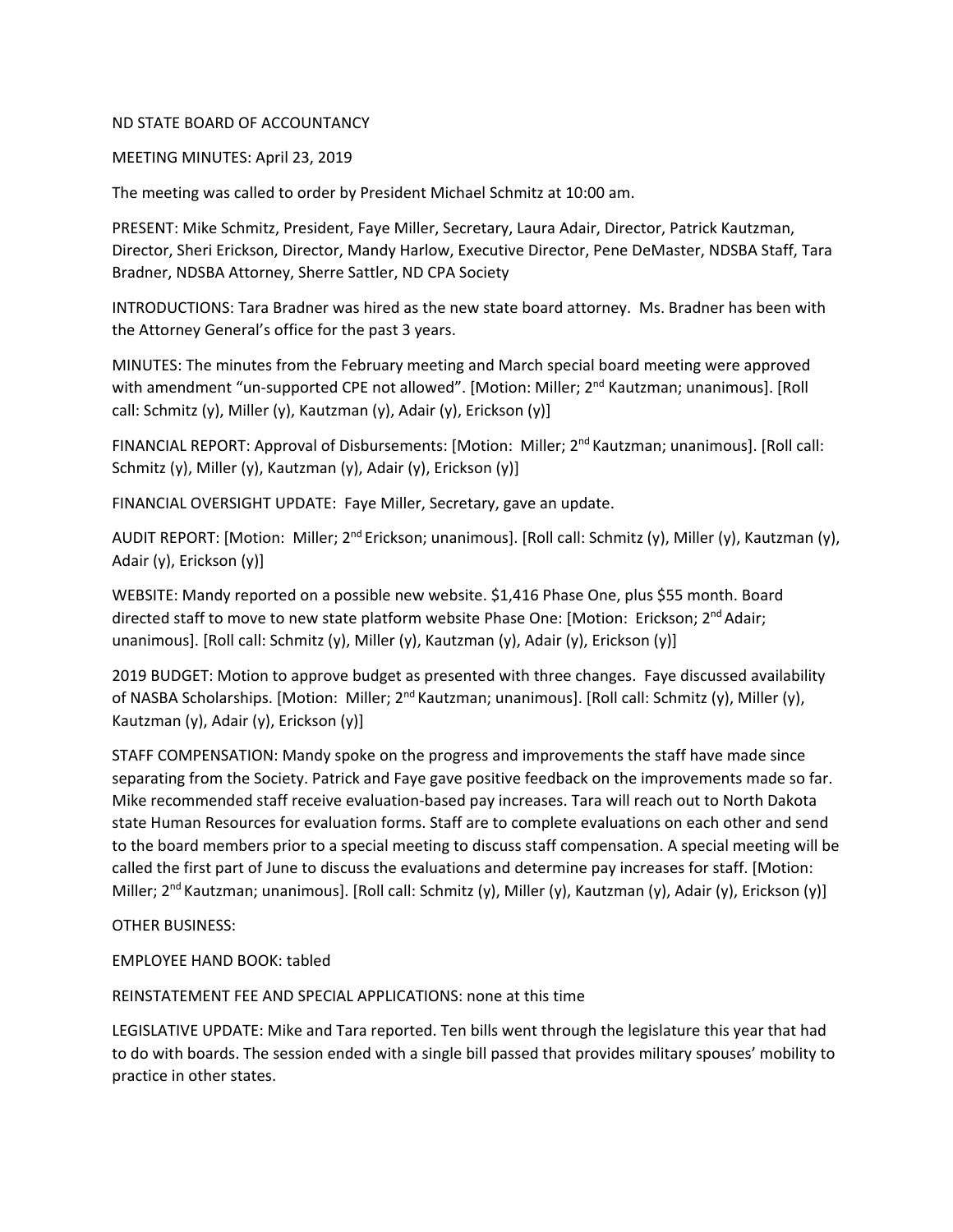ND STATE BOARD OF ACCOUNTANCY

MEETING MINUTES: April 23, 2019

The meeting was called to order by President Michael Schmitz at 10:00 am.

PRESENT: Mike Schmitz, President, Faye Miller, Secretary, Laura Adair, Director, Patrick Kautzman, Director, Sheri Erickson, Director, Mandy Harlow, Executive Director, Pene DeMaster, NDSBA Staff, Tara Bradner, NDSBA Attorney, Sherre Sattler, ND CPA Society

INTRODUCTIONS: Tara Bradner was hired as the new state board attorney. Ms. Bradner has been with the Attorney General's office for the past 3 years.

MINUTES: The minutes from the February meeting and March special board meeting were approved with amendment "un-supported CPE not allowed". [Motion: Miller; 2nd Kautzman; unanimous]. [Roll call: Schmitz (y), Miller (y), Kautzman (y), Adair (y), Erickson (y)]

FINANCIAL REPORT: Approval of Disbursements: [Motion: Miller; 2nd Kautzman; unanimous]. [Roll call: Schmitz (y), Miller (y), Kautzman (y), Adair (y), Erickson (y)]

FINANCIAL OVERSIGHT UPDATE: Faye Miller, Secretary, gave an update.

AUDIT REPORT: [Motion: Miller; 2nd Erickson; unanimous]. [Roll call: Schmitz (y), Miller (y), Kautzman (y), Adair (y), Erickson (y)]

WEBSITE: Mandy reported on a possible new website. $1,416 Phase One, plus $55 month. Board directed staff to move to new state platform website Phase One: [Motion: Erickson; 2nd Adair; unanimous]. [Roll call: Schmitz (y), Miller (y), Kautzman (y), Adair (y), Erickson (y)]

2019 BUDGET: Motion to approve budget as presented with three changes. Faye discussed availability of NASBA Scholarships. [Motion: Miller; 2nd Kautzman; unanimous]. [Roll call: Schmitz (y), Miller (y), Kautzman (y), Adair (y), Erickson (y)]

STAFF COMPENSATION: Mandy spoke on the progress and improvements the staff have made since separating from the Society. Patrick and Faye gave positive feedback on the improvements made so far. Mike recommended staff receive evaluation-based pay increases. Tara will reach out to North Dakota state Human Resources for evaluation forms. Staff are to complete evaluations on each other and send to the board members prior to a special meeting to discuss staff compensation. A special meeting will be called the first part of June to discuss the evaluations and determine pay increases for staff. [Motion: Miller; 2nd Kautzman; unanimous]. [Roll call: Schmitz (y), Miller (y), Kautzman (y), Adair (y), Erickson (y)]

OTHER BUSINESS:

EMPLOYEE HAND BOOK: tabled

REINSTATEMENT FEE AND SPECIAL APPLICATIONS: none at this time

LEGISLATIVE UPDATE: Mike and Tara reported. Ten bills went through the legislature this year that had to do with boards. The session ended with a single bill passed that provides military spouses' mobility to practice in other states.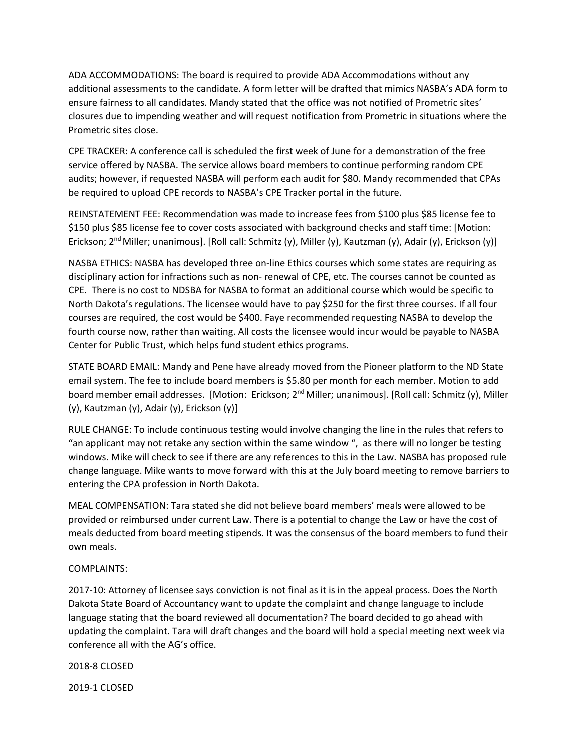ADA ACCOMMODATIONS: The board is required to provide ADA Accommodations without any additional assessments to the candidate. A form letter will be drafted that mimics NASBA's ADA form to ensure fairness to all candidates. Mandy stated that the office was not notified of Prometric sites' closures due to impending weather and will request notification from Prometric in situations where the Prometric sites close.

CPE TRACKER: A conference call is scheduled the first week of June for a demonstration of the free service offered by NASBA. The service allows board members to continue performing random CPE audits; however, if requested NASBA will perform each audit for $80. Mandy recommended that CPAs be required to upload CPE records to NASBA's CPE Tracker portal in the future.

REINSTATEMENT FEE: Recommendation was made to increase fees from $100 plus $85 license fee to $150 plus $85 license fee to cover costs associated with background checks and staff time: [Motion: Erickson; 2nd Miller; unanimous]. [Roll call: Schmitz (y), Miller (y), Kautzman (y), Adair (y), Erickson (y)]

NASBA ETHICS: NASBA has developed three on-line Ethics courses which some states are requiring as disciplinary action for infractions such as non- renewal of CPE, etc. The courses cannot be counted as CPE. There is no cost to NDSBA for NASBA to format an additional course which would be specific to North Dakota's regulations. The licensee would have to pay $250 for the first three courses. If all four courses are required, the cost would be $400. Faye recommended requesting NASBA to develop the fourth course now, rather than waiting. All costs the licensee would incur would be payable to NASBA Center for Public Trust, which helps fund student ethics programs.

STATE BOARD EMAIL: Mandy and Pene have already moved from the Pioneer platform to the ND State email system. The fee to include board members is $5.80 per month for each member. Motion to add board member email addresses. [Motion: Erickson; 2nd Miller; unanimous]. [Roll call: Schmitz (y), Miller (y), Kautzman (y), Adair (y), Erickson (y)]

RULE CHANGE: To include continuous testing would involve changing the line in the rules that refers to "an applicant may not retake any section within the same window ", as there will no longer be testing windows. Mike will check to see if there are any references to this in the Law. NASBA has proposed rule change language. Mike wants to move forward with this at the July board meeting to remove barriers to entering the CPA profession in North Dakota.

MEAL COMPENSATION: Tara stated she did not believe board members' meals were allowed to be provided or reimbursed under current Law. There is a potential to change the Law or have the cost of meals deducted from board meeting stipends. It was the consensus of the board members to fund their own meals.

COMPLAINTS:

2017-10: Attorney of licensee says conviction is not final as it is in the appeal process. Does the North Dakota State Board of Accountancy want to update the complaint and change language to include language stating that the board reviewed all documentation? The board decided to go ahead with updating the complaint. Tara will draft changes and the board will hold a special meeting next week via conference all with the AG's office.

2018-8 CLOSED

2019-1 CLOSED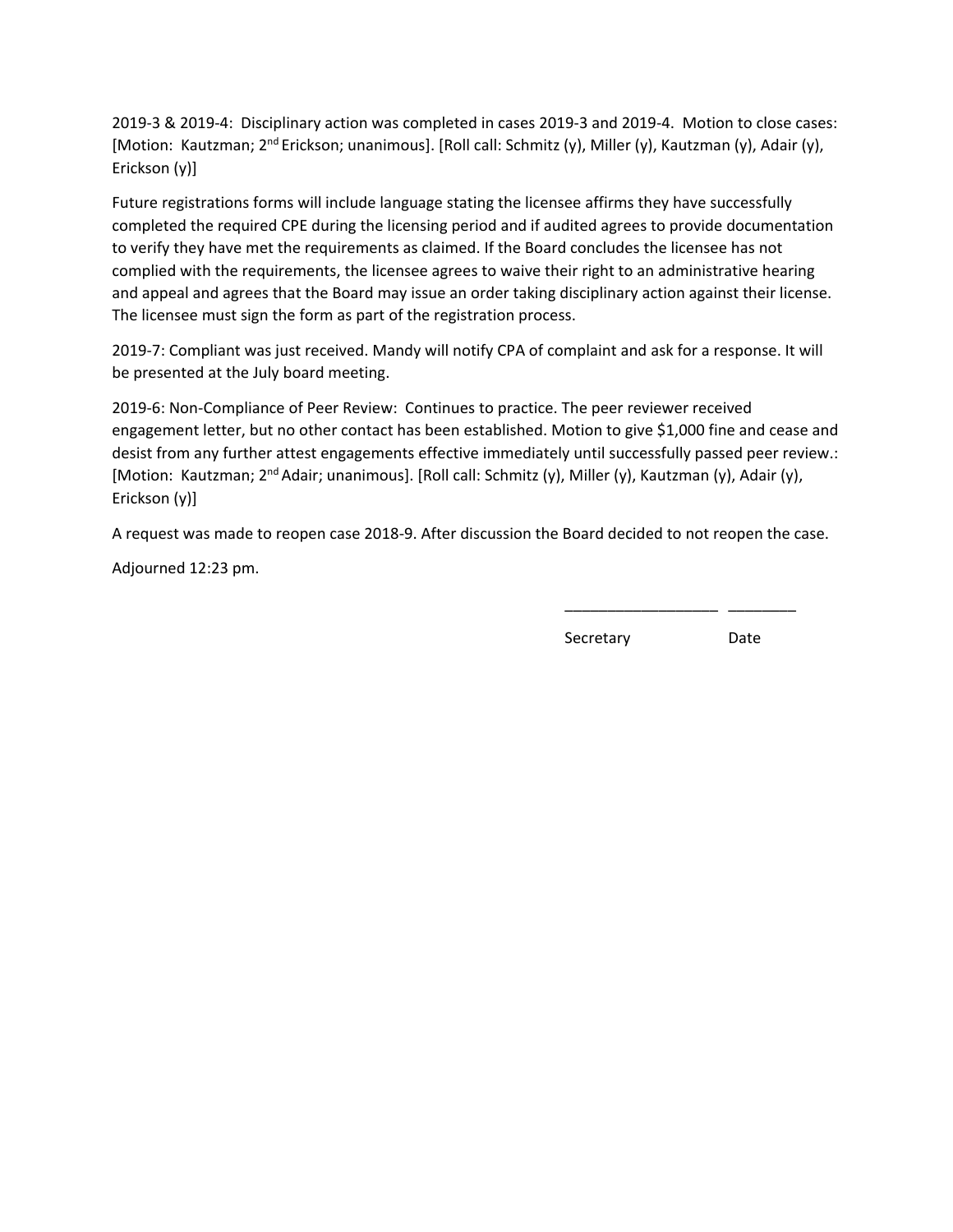2019-3 & 2019-4: Disciplinary action was completed in cases 2019-3 and 2019-4. Motion to close cases: [Motion: Kautzman; 2nd Erickson; unanimous]. [Roll call: Schmitz (y), Miller (y), Kautzman (y), Adair (y), Erickson (y)]

Future registrations forms will include language stating the licensee affirms they have successfully completed the required CPE during the licensing period and if audited agrees to provide documentation to verify they have met the requirements as claimed. If the Board concludes the licensee has not complied with the requirements, the licensee agrees to waive their right to an administrative hearing and appeal and agrees that the Board may issue an order taking disciplinary action against their license. The licensee must sign the form as part of the registration process.

2019-7: Compliant was just received. Mandy will notify CPA of complaint and ask for a response. It will be presented at the July board meeting.

2019-6: Non-Compliance of Peer Review: Continues to practice. The peer reviewer received engagement letter, but no other contact has been established. Motion to give $1,000 fine and cease and desist from any further attest engagements effective immediately until successfully passed peer review.: [Motion: Kautzman; 2nd Adair; unanimous]. [Roll call: Schmitz (y), Miller (y), Kautzman (y), Adair (y), Erickson (y)]

A request was made to reopen case 2018-9. After discussion the Board decided to not reopen the case.

Adjourned 12:23 pm.

__________________ ________

Secretary Date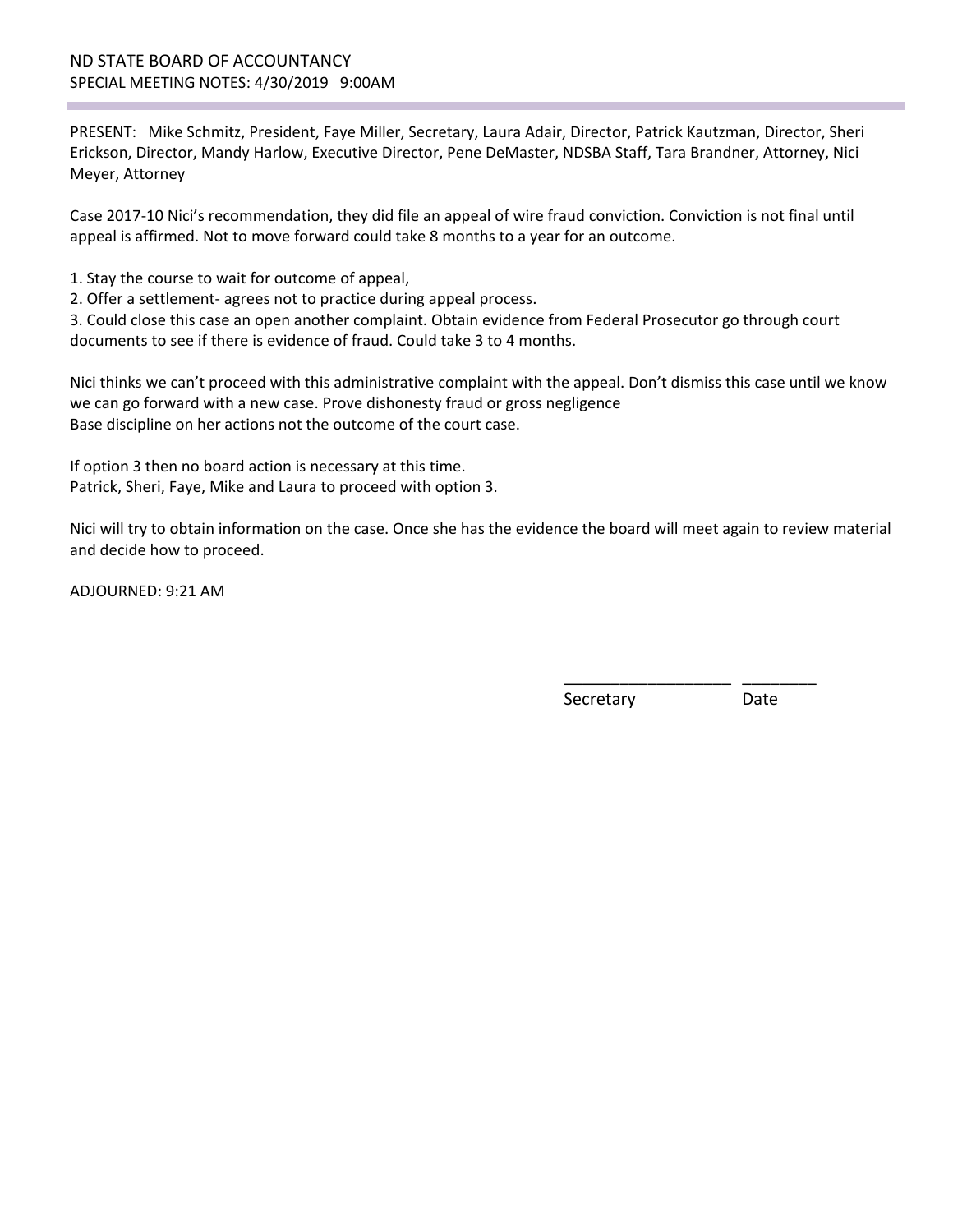ND STATE BOARD OF ACCOUNTANCY
SPECIAL MEETING NOTES: 4/30/2019 9:00AM

PRESENT: Mike Schmitz, President, Faye Miller, Secretary, Laura Adair, Director, Patrick Kautzman, Director, Sheri Erickson, Director, Mandy Harlow, Executive Director, Pene DeMaster, NDSBA Staff, Tara Brandner, Attorney, Nici Meyer, Attorney

Case 2017-10 Nici's recommendation, they did file an appeal of wire fraud conviction. Conviction is not final until appeal is affirmed. Not to move forward could take 8 months to a year for an outcome.

1. Stay the course to wait for outcome of appeal,
2. Offer a settlement- agrees not to practice during appeal process.
3. Could close this case an open another complaint. Obtain evidence from Federal Prosecutor go through court documents to see if there is evidence of fraud. Could take 3 to 4 months.

Nici thinks we can't proceed with this administrative complaint with the appeal. Don't dismiss this case until we know we can go forward with a new case. Prove dishonesty fraud or gross negligence
Base discipline on her actions not the outcome of the court case.

If option 3 then no board action is necessary at this time.
Patrick, Sheri, Faye, Mike and Laura to proceed with option 3.

Nici will try to obtain information on the case. Once she has the evidence the board will meet again to review material and decide how to proceed.

ADJOURNED: 9:21 AM

\_\_\_\_\_\_\_\_\_\_\_\_\_\_\_\_\_\_\_ \_\_\_\_\_\_\_\_\_
Secretary Date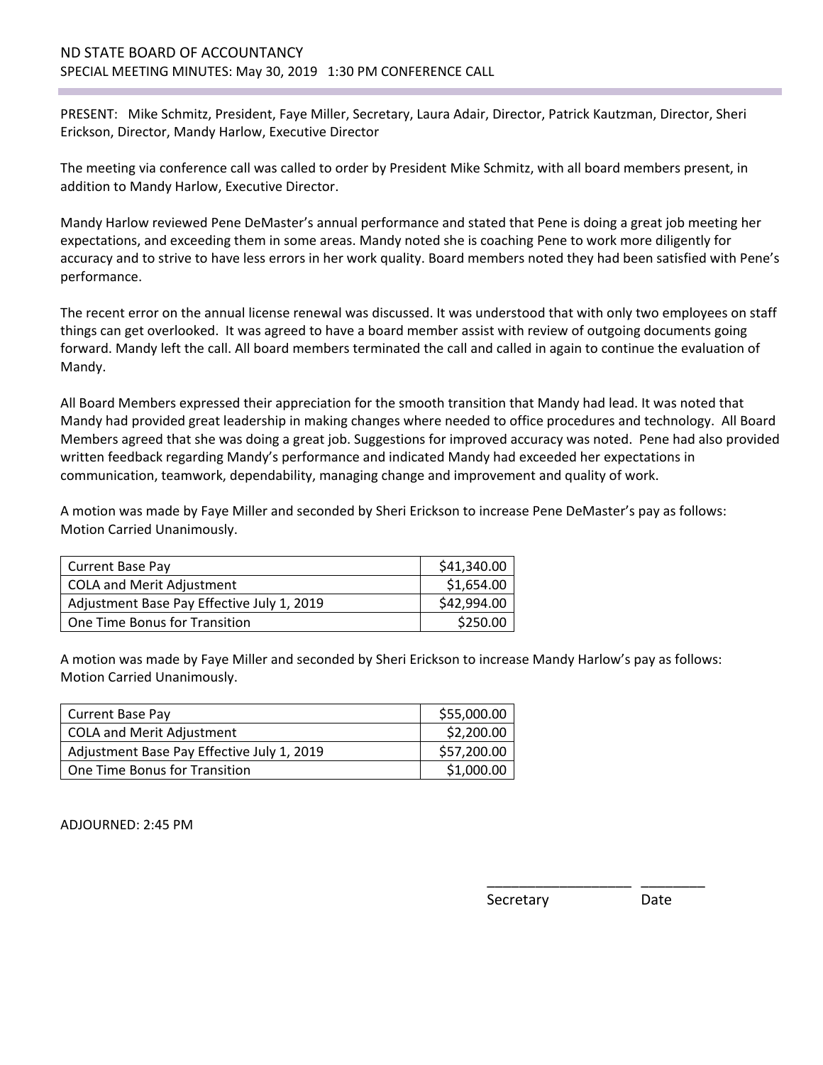# ND STATE BOARD OF ACCOUNTANCY

## SPECIAL MEETING MINUTES: May 30, 2019 1:30 PM CONFERENCE CALL

PRESENT: Mike Schmitz, President, Faye Miller, Secretary, Laura Adair, Director, Patrick Kautzman, Director, Sheri Erickson, Director, Mandy Harlow, Executive Director

The meeting via conference call was called to order by President Mike Schmitz, with all board members present, in addition to Mandy Harlow, Executive Director.

Mandy Harlow reviewed Pene DeMaster's annual performance and stated that Pene is doing a great job meeting her expectations, and exceeding them in some areas. Mandy noted she is coaching Pene to work more diligently for accuracy and to strive to have less errors in her work quality. Board members noted they had been satisfied with Pene's performance.

The recent error on the annual license renewal was discussed. It was understood that with only two employees on staff things can get overlooked. It was agreed to have a board member assist with review of outgoing documents going forward. Mandy left the call. All board members terminated the call and called in again to continue the evaluation of Mandy.

All Board Members expressed their appreciation for the smooth transition that Mandy had lead. It was noted that Mandy had provided great leadership in making changes where needed to office procedures and technology. All Board Members agreed that she was doing a great job. Suggestions for improved accuracy was noted. Pene had also provided written feedback regarding Mandy's performance and indicated Mandy had exceeded her expectations in communication, teamwork, dependability, managing change and improvement and quality of work.

A motion was made by Faye Miller and seconded by Sheri Erickson to increase Pene DeMaster's pay as follows:
Motion Carried Unanimously.

| | |
|---|---:|
| Current Base Pay | $41,340.00 |
| COLA and Merit Adjustment | $1,654.00 |
| Adjustment Base Pay Effective July 1, 2019 | $42,994.00 |
| One Time Bonus for Transition | $250.00 |

A motion was made by Faye Miller and seconded by Sheri Erickson to increase Mandy Harlow's pay as follows:
Motion Carried Unanimously.

| | |
|---|---:|
| Current Base Pay | $55,000.00 |
| COLA and Merit Adjustment | $2,200.00 |
| Adjustment Base Pay Effective July 1, 2019 | $57,200.00 |
| One Time Bonus for Transition | $1,000.00 |

ADJOURNED: 2:45 PM

\_\_\_\_\_\_\_\_\_\_\_\_\_\_\_\_\_\_\_\_ \_\_\_\_\_\_\_\_\_

Secretary Date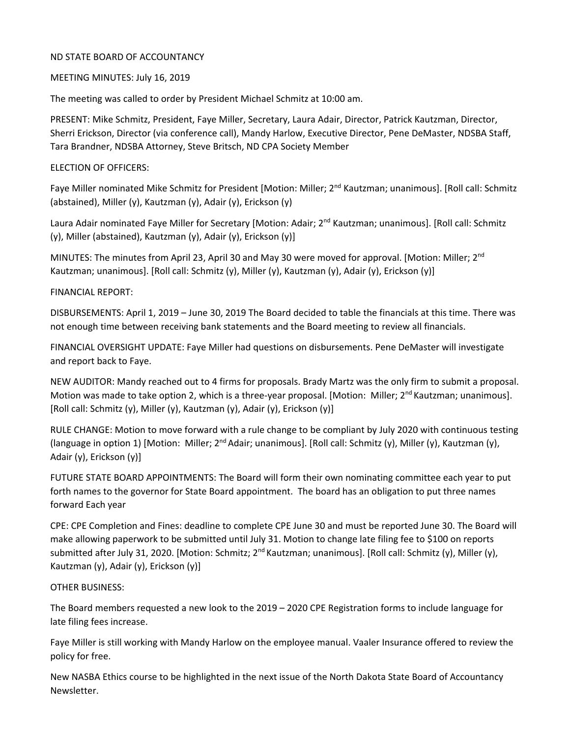ND STATE BOARD OF ACCOUNTANCY

MEETING MINUTES: July 16, 2019

The meeting was called to order by President Michael Schmitz at 10:00 am.

PRESENT: Mike Schmitz, President, Faye Miller, Secretary, Laura Adair, Director, Patrick Kautzman, Director, Sherri Erickson, Director (via conference call), Mandy Harlow, Executive Director, Pene DeMaster, NDSBA Staff, Tara Brandner, NDSBA Attorney, Steve Britsch, ND CPA Society Member

ELECTION OF OFFICERS:

Faye Miller nominated Mike Schmitz for President [Motion: Miller; 2nd Kautzman; unanimous]. [Roll call: Schmitz (abstained), Miller (y), Kautzman (y), Adair (y), Erickson (y)

Laura Adair nominated Faye Miller for Secretary [Motion: Adair; 2nd Kautzman; unanimous]. [Roll call: Schmitz (y), Miller (abstained), Kautzman (y), Adair (y), Erickson (y)]

MINUTES: The minutes from April 23, April 30 and May 30 were moved for approval. [Motion: Miller; 2nd Kautzman; unanimous]. [Roll call: Schmitz (y), Miller (y), Kautzman (y), Adair (y), Erickson (y)]

FINANCIAL REPORT:

DISBURSEMENTS: April 1, 2019 – June 30, 2019 The Board decided to table the financials at this time. There was not enough time between receiving bank statements and the Board meeting to review all financials.

FINANCIAL OVERSIGHT UPDATE: Faye Miller had questions on disbursements. Pene DeMaster will investigate and report back to Faye.

NEW AUDITOR: Mandy reached out to 4 firms for proposals. Brady Martz was the only firm to submit a proposal. Motion was made to take option 2, which is a three-year proposal. [Motion: Miller; 2nd Kautzman; unanimous]. [Roll call: Schmitz (y), Miller (y), Kautzman (y), Adair (y), Erickson (y)]

RULE CHANGE: Motion to move forward with a rule change to be compliant by July 2020 with continuous testing (language in option 1) [Motion: Miller; 2nd Adair; unanimous]. [Roll call: Schmitz (y), Miller (y), Kautzman (y), Adair (y), Erickson (y)]

FUTURE STATE BOARD APPOINTMENTS: The Board will form their own nominating committee each year to put forth names to the governor for State Board appointment. The board has an obligation to put three names forward Each year

CPE: CPE Completion and Fines: deadline to complete CPE June 30 and must be reported June 30. The Board will make allowing paperwork to be submitted until July 31. Motion to change late filing fee to $100 on reports submitted after July 31, 2020. [Motion: Schmitz; 2nd Kautzman; unanimous]. [Roll call: Schmitz (y), Miller (y), Kautzman (y), Adair (y), Erickson (y)]

OTHER BUSINESS:

The Board members requested a new look to the 2019 – 2020 CPE Registration forms to include language for late filing fees increase.

Faye Miller is still working with Mandy Harlow on the employee manual. Vaaler Insurance offered to review the policy for free.

New NASBA Ethics course to be highlighted in the next issue of the North Dakota State Board of Accountancy Newsletter.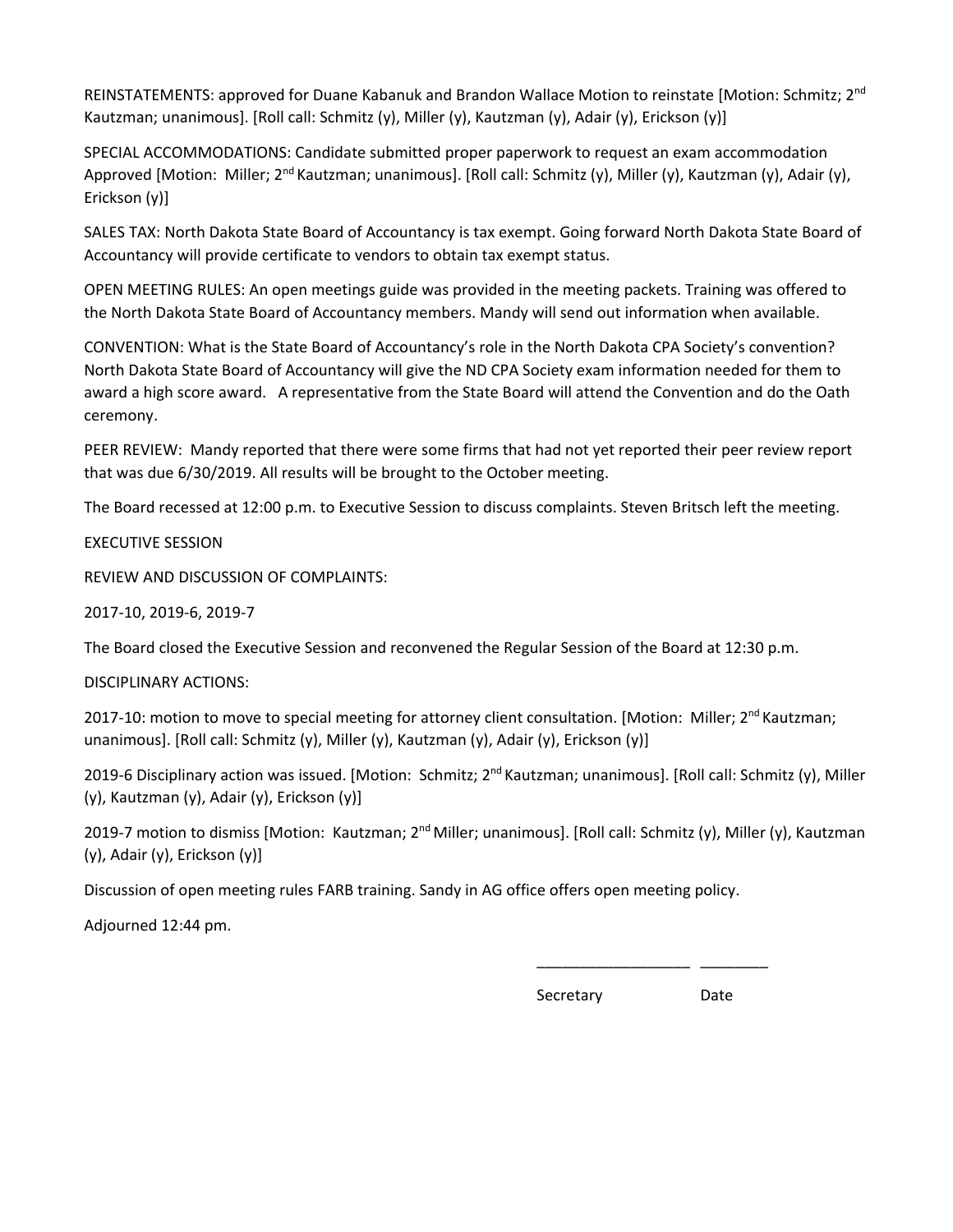REINSTATEMENTS: approved for Duane Kabanuk and Brandon Wallace Motion to reinstate [Motion: Schmitz; 2nd Kautzman; unanimous]. [Roll call: Schmitz (y), Miller (y), Kautzman (y), Adair (y), Erickson (y)]

SPECIAL ACCOMMODATIONS: Candidate submitted proper paperwork to request an exam accommodation Approved [Motion: Miller; 2nd Kautzman; unanimous]. [Roll call: Schmitz (y), Miller (y), Kautzman (y), Adair (y), Erickson (y)]

SALES TAX: North Dakota State Board of Accountancy is tax exempt. Going forward North Dakota State Board of Accountancy will provide certificate to vendors to obtain tax exempt status.

OPEN MEETING RULES: An open meetings guide was provided in the meeting packets. Training was offered to the North Dakota State Board of Accountancy members. Mandy will send out information when available.

CONVENTION: What is the State Board of Accountancy's role in the North Dakota CPA Society's convention? North Dakota State Board of Accountancy will give the ND CPA Society exam information needed for them to award a high score award. A representative from the State Board will attend the Convention and do the Oath ceremony.

PEER REVIEW: Mandy reported that there were some firms that had not yet reported their peer review report that was due 6/30/2019. All results will be brought to the October meeting.

The Board recessed at 12:00 p.m. to Executive Session to discuss complaints. Steven Britsch left the meeting.

EXECUTIVE SESSION

REVIEW AND DISCUSSION OF COMPLAINTS:

2017-10, 2019-6, 2019-7

The Board closed the Executive Session and reconvened the Regular Session of the Board at 12:30 p.m.

DISCIPLINARY ACTIONS:

2017-10: motion to move to special meeting for attorney client consultation. [Motion: Miller; 2nd Kautzman; unanimous]. [Roll call: Schmitz (y), Miller (y), Kautzman (y), Adair (y), Erickson (y)]

2019-6 Disciplinary action was issued. [Motion: Schmitz; 2nd Kautzman; unanimous]. [Roll call: Schmitz (y), Miller (y), Kautzman (y), Adair (y), Erickson (y)]

2019-7 motion to dismiss [Motion: Kautzman; 2nd Miller; unanimous]. [Roll call: Schmitz (y), Miller (y), Kautzman (y), Adair (y), Erickson (y)]

Discussion of open meeting rules FARB training. Sandy in AG office offers open meeting policy.

Adjourned 12:44 pm.

\_\_\_\_\_\_\_\_\_\_\_\_\_\_\_\_\_\_ \_\_\_\_\_\_\_\_

Secretary Date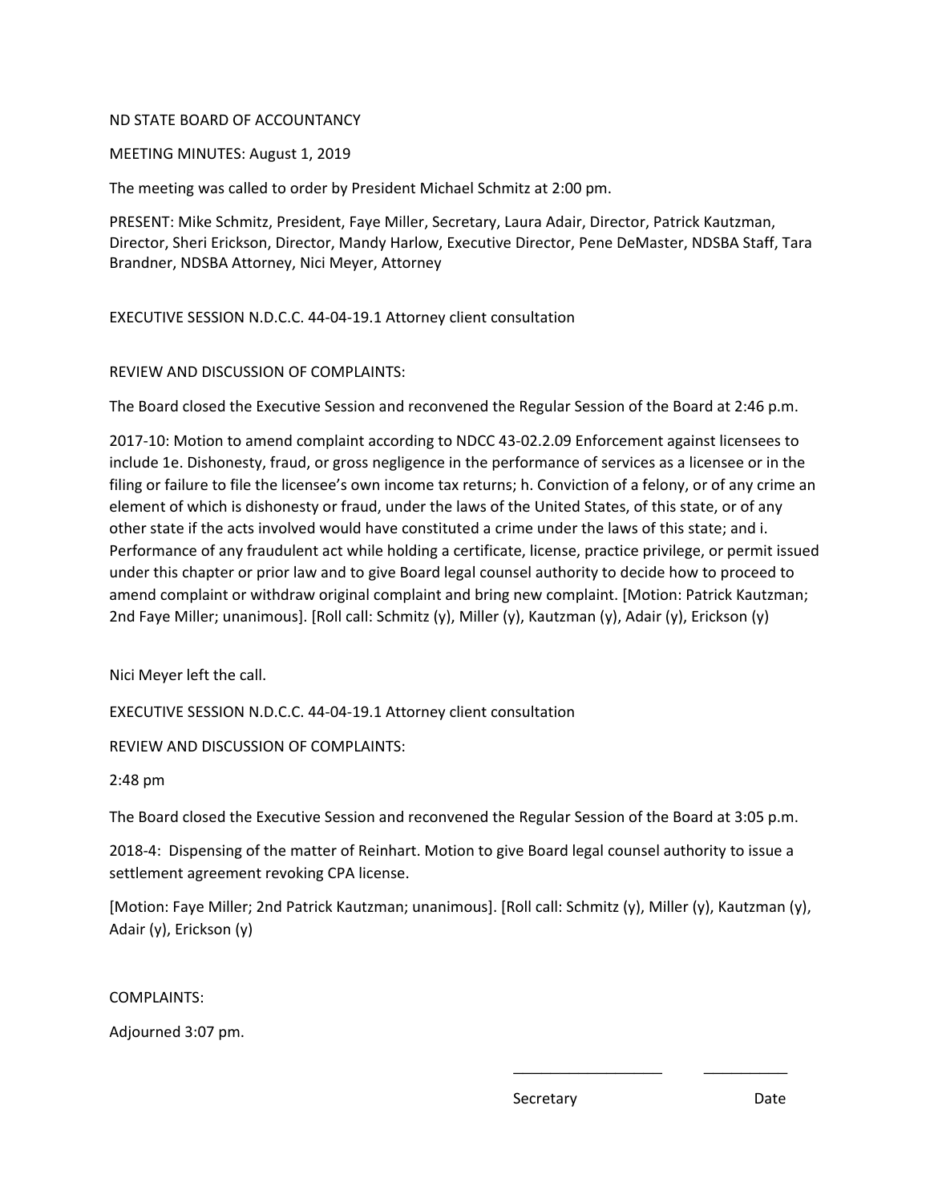ND STATE BOARD OF ACCOUNTANCY

MEETING MINUTES: August 1, 2019

The meeting was called to order by President Michael Schmitz at 2:00 pm.

PRESENT: Mike Schmitz, President, Faye Miller, Secretary, Laura Adair, Director, Patrick Kautzman, Director, Sheri Erickson, Director, Mandy Harlow, Executive Director, Pene DeMaster, NDSBA Staff, Tara Brandner, NDSBA Attorney, Nici Meyer, Attorney

EXECUTIVE SESSION N.D.C.C. 44-04-19.1 Attorney client consultation

REVIEW AND DISCUSSION OF COMPLAINTS:

The Board closed the Executive Session and reconvened the Regular Session of the Board at 2:46 p.m.

2017-10: Motion to amend complaint according to NDCC 43-02.2.09 Enforcement against licensees to include 1e. Dishonesty, fraud, or gross negligence in the performance of services as a licensee or in the filing or failure to file the licensee's own income tax returns; h. Conviction of a felony, or of any crime an element of which is dishonesty or fraud, under the laws of the United States, of this state, or of any other state if the acts involved would have constituted a crime under the laws of this state; and i. Performance of any fraudulent act while holding a certificate, license, practice privilege, or permit issued under this chapter or prior law and to give Board legal counsel authority to decide how to proceed to amend complaint or withdraw original complaint and bring new complaint. [Motion: Patrick Kautzman; 2nd Faye Miller; unanimous]. [Roll call: Schmitz (y), Miller (y), Kautzman (y), Adair (y), Erickson (y)

Nici Meyer left the call.

EXECUTIVE SESSION N.D.C.C. 44-04-19.1 Attorney client consultation

REVIEW AND DISCUSSION OF COMPLAINTS:

2:48 pm

The Board closed the Executive Session and reconvened the Regular Session of the Board at 3:05 p.m.

2018-4: Dispensing of the matter of Reinhart. Motion to give Board legal counsel authority to issue a settlement agreement revoking CPA license.

[Motion: Faye Miller; 2nd Patrick Kautzman; unanimous]. [Roll call: Schmitz (y), Miller (y), Kautzman (y), Adair (y), Erickson (y)

COMPLAINTS:

Adjourned 3:07 pm.

\_\_\_\_\_\_\_\_\_\_\_\_\_\_\_\_\_\_ \_\_\_\_\_\_\_\_\_\_

Secretary Date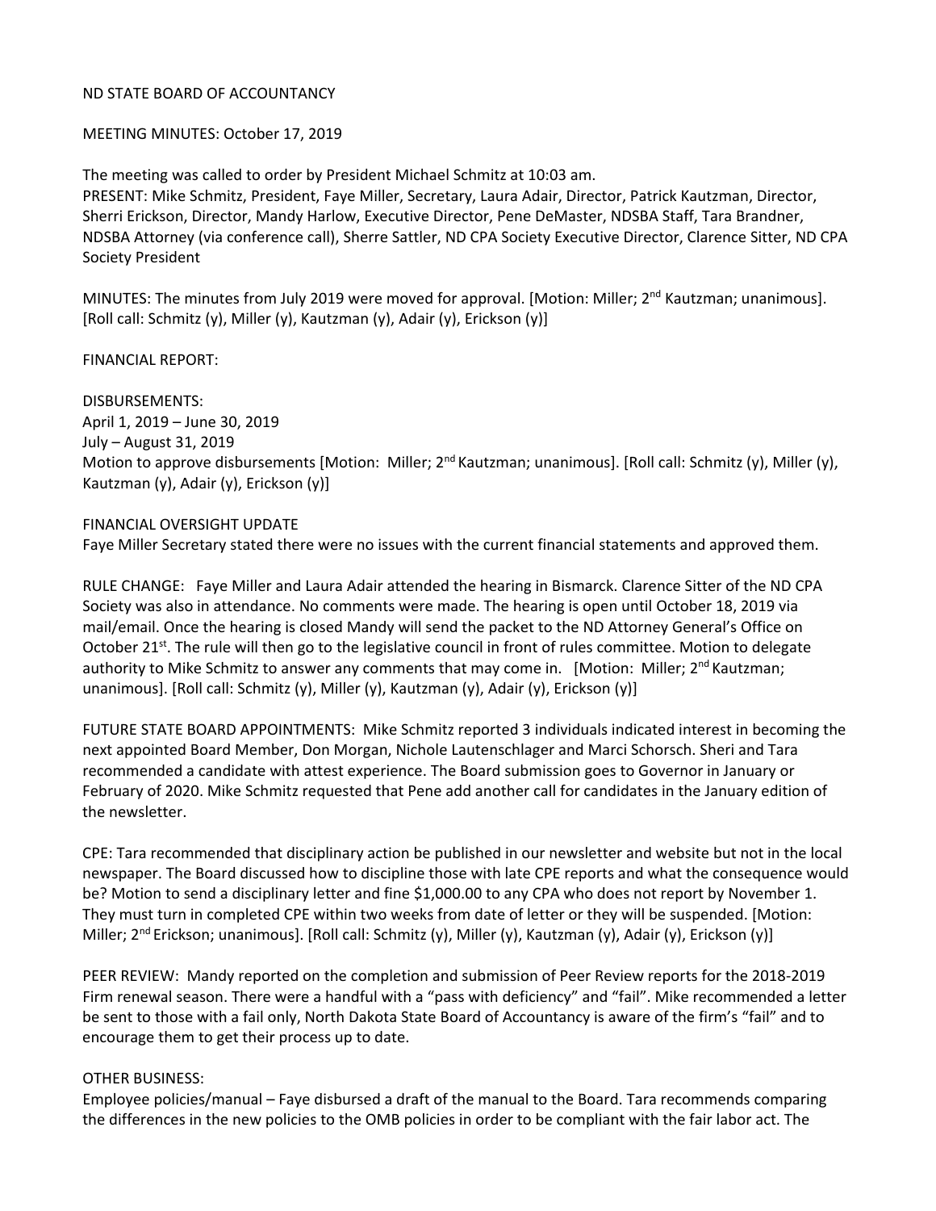ND STATE BOARD OF ACCOUNTANCY

MEETING MINUTES: October 17, 2019

The meeting was called to order by President Michael Schmitz at 10:03 am.
PRESENT: Mike Schmitz, President, Faye Miller, Secretary, Laura Adair, Director, Patrick Kautzman, Director, Sherri Erickson, Director, Mandy Harlow, Executive Director, Pene DeMaster, NDSBA Staff, Tara Brandner, NDSBA Attorney (via conference call), Sherre Sattler, ND CPA Society Executive Director, Clarence Sitter, ND CPA Society President

MINUTES: The minutes from July 2019 were moved for approval. [Motion: Miller; 2nd Kautzman; unanimous]. [Roll call: Schmitz (y), Miller (y), Kautzman (y), Adair (y), Erickson (y)]

FINANCIAL REPORT:

DISBURSEMENTS:
April 1, 2019 – June 30, 2019
July – August 31, 2019
Motion to approve disbursements [Motion: Miller; 2nd Kautzman; unanimous]. [Roll call: Schmitz (y), Miller (y), Kautzman (y), Adair (y), Erickson (y)]

FINANCIAL OVERSIGHT UPDATE
Faye Miller Secretary stated there were no issues with the current financial statements and approved them.

RULE CHANGE: Faye Miller and Laura Adair attended the hearing in Bismarck. Clarence Sitter of the ND CPA Society was also in attendance. No comments were made. The hearing is open until October 18, 2019 via mail/email. Once the hearing is closed Mandy will send the packet to the ND Attorney General's Office on October 21st. The rule will then go to the legislative council in front of rules committee. Motion to delegate authority to Mike Schmitz to answer any comments that may come in. [Motion: Miller; 2nd Kautzman; unanimous]. [Roll call: Schmitz (y), Miller (y), Kautzman (y), Adair (y), Erickson (y)]

FUTURE STATE BOARD APPOINTMENTS: Mike Schmitz reported 3 individuals indicated interest in becoming the next appointed Board Member, Don Morgan, Nichole Lautenschlager and Marci Schorsch. Sheri and Tara recommended a candidate with attest experience. The Board submission goes to Governor in January or February of 2020. Mike Schmitz requested that Pene add another call for candidates in the January edition of the newsletter.

CPE: Tara recommended that disciplinary action be published in our newsletter and website but not in the local newspaper. The Board discussed how to discipline those with late CPE reports and what the consequence would be? Motion to send a disciplinary letter and fine $1,000.00 to any CPA who does not report by November 1. They must turn in completed CPE within two weeks from date of letter or they will be suspended. [Motion: Miller; 2nd Erickson; unanimous]. [Roll call: Schmitz (y), Miller (y), Kautzman (y), Adair (y), Erickson (y)]

PEER REVIEW: Mandy reported on the completion and submission of Peer Review reports for the 2018-2019 Firm renewal season. There were a handful with a "pass with deficiency" and "fail". Mike recommended a letter be sent to those with a fail only, North Dakota State Board of Accountancy is aware of the firm's "fail" and to encourage them to get their process up to date.

OTHER BUSINESS:
Employee policies/manual – Faye disbursed a draft of the manual to the Board. Tara recommends comparing the differences in the new policies to the OMB policies in order to be compliant with the fair labor act. The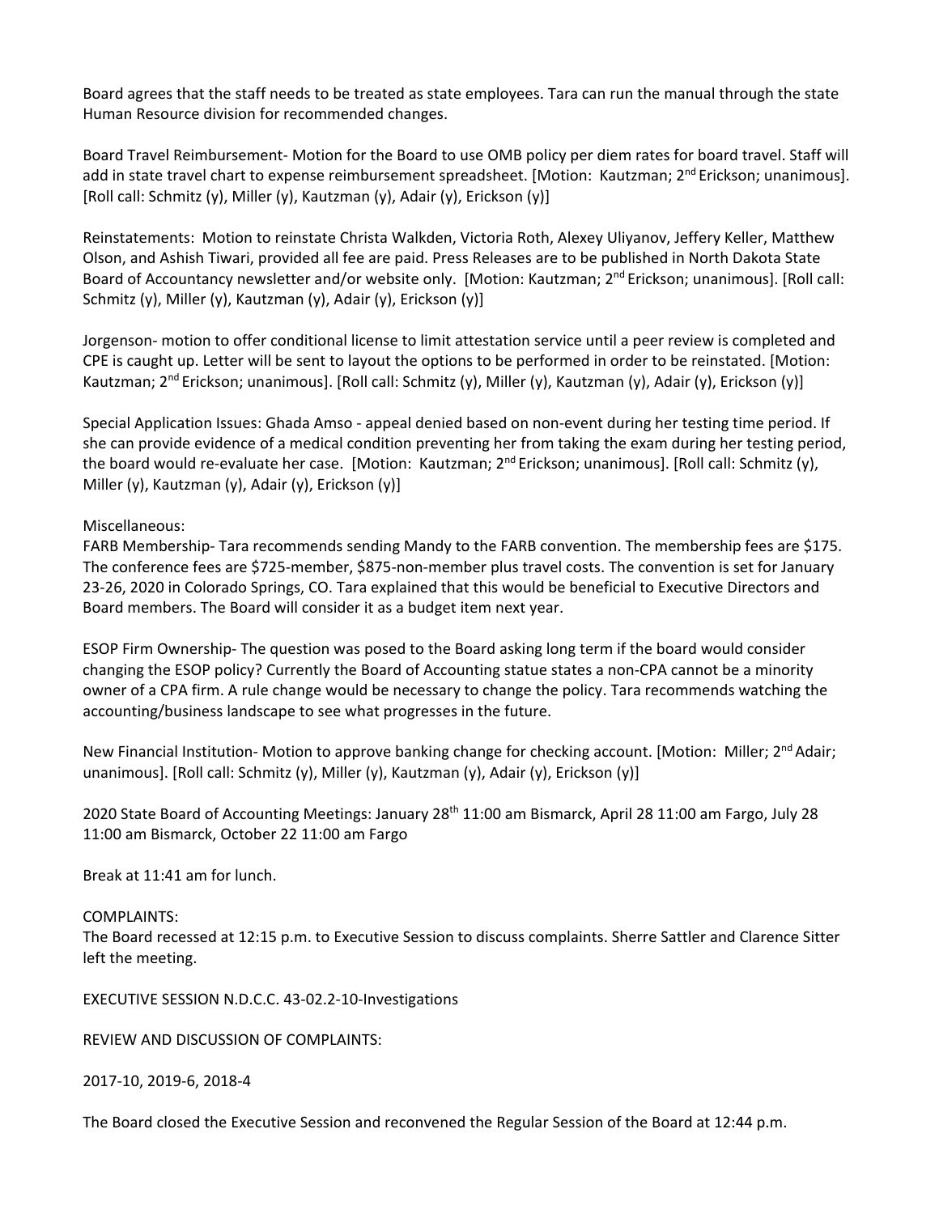Board agrees that the staff needs to be treated as state employees. Tara can run the manual through the state Human Resource division for recommended changes.

Board Travel Reimbursement- Motion for the Board to use OMB policy per diem rates for board travel. Staff will add in state travel chart to expense reimbursement spreadsheet. [Motion: Kautzman; 2nd Erickson; unanimous]. [Roll call: Schmitz (y), Miller (y), Kautzman (y), Adair (y), Erickson (y)]

Reinstatements: Motion to reinstate Christa Walkden, Victoria Roth, Alexey Uliyanov, Jeffery Keller, Matthew Olson, and Ashish Tiwari, provided all fee are paid. Press Releases are to be published in North Dakota State Board of Accountancy newsletter and/or website only. [Motion: Kautzman; 2nd Erickson; unanimous]. [Roll call: Schmitz (y), Miller (y), Kautzman (y), Adair (y), Erickson (y)]

Jorgenson- motion to offer conditional license to limit attestation service until a peer review is completed and CPE is caught up. Letter will be sent to layout the options to be performed in order to be reinstated. [Motion: Kautzman; 2nd Erickson; unanimous]. [Roll call: Schmitz (y), Miller (y), Kautzman (y), Adair (y), Erickson (y)]

Special Application Issues: Ghada Amso - appeal denied based on non-event during her testing time period. If she can provide evidence of a medical condition preventing her from taking the exam during her testing period, the board would re-evaluate her case. [Motion: Kautzman; 2nd Erickson; unanimous]. [Roll call: Schmitz (y), Miller (y), Kautzman (y), Adair (y), Erickson (y)]

Miscellaneous:
FARB Membership- Tara recommends sending Mandy to the FARB convention. The membership fees are $175. The conference fees are $725-member, $875-non-member plus travel costs. The convention is set for January 23-26, 2020 in Colorado Springs, CO. Tara explained that this would be beneficial to Executive Directors and Board members. The Board will consider it as a budget item next year.

ESOP Firm Ownership- The question was posed to the Board asking long term if the board would consider changing the ESOP policy? Currently the Board of Accounting statue states a non-CPA cannot be a minority owner of a CPA firm. A rule change would be necessary to change the policy. Tara recommends watching the accounting/business landscape to see what progresses in the future.

New Financial Institution- Motion to approve banking change for checking account. [Motion: Miller; 2nd Adair; unanimous]. [Roll call: Schmitz (y), Miller (y), Kautzman (y), Adair (y), Erickson (y)]

2020 State Board of Accounting Meetings: January 28th 11:00 am Bismarck, April 28 11:00 am Fargo, July 28 11:00 am Bismarck, October 22 11:00 am Fargo

Break at 11:41 am for lunch.

COMPLAINTS:
The Board recessed at 12:15 p.m. to Executive Session to discuss complaints. Sherre Sattler and Clarence Sitter left the meeting.

EXECUTIVE SESSION N.D.C.C. 43-02.2-10-Investigations

REVIEW AND DISCUSSION OF COMPLAINTS:

2017-10, 2019-6, 2018-4

The Board closed the Executive Session and reconvened the Regular Session of the Board at 12:44 p.m.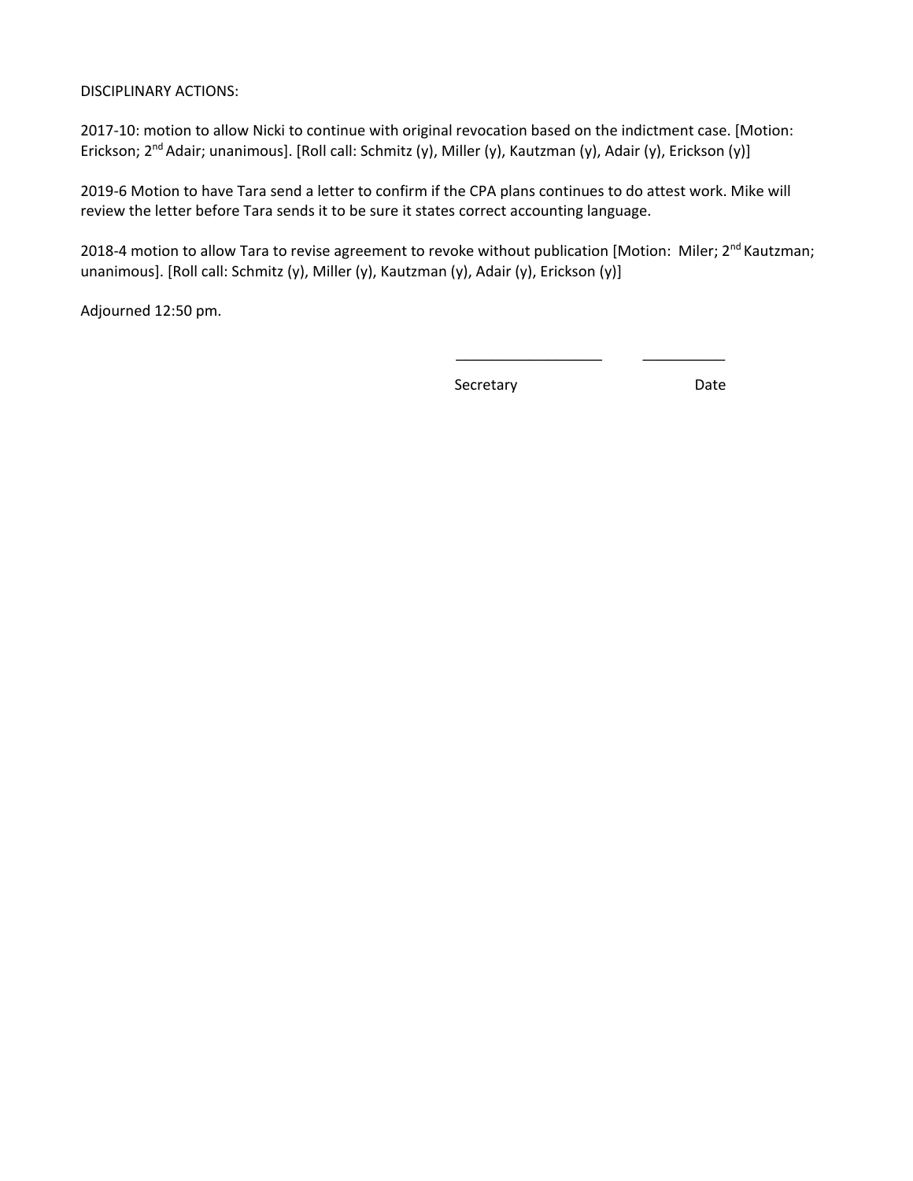DISCIPLINARY ACTIONS:

2017-10: motion to allow Nicki to continue with original revocation based on the indictment case. [Motion: Erickson; 2nd Adair; unanimous]. [Roll call: Schmitz (y), Miller (y), Kautzman (y), Adair (y), Erickson (y)]

2019-6 Motion to have Tara send a letter to confirm if the CPA plans continues to do attest work. Mike will review the letter before Tara sends it to be sure it states correct accounting language.

2018-4 motion to allow Tara to revise agreement to revoke without publication [Motion: Miler; 2nd Kautzman; unanimous]. [Roll call: Schmitz (y), Miller (y), Kautzman (y), Adair (y), Erickson (y)]

Adjourned 12:50 pm.

\_\_\_\_\_\_\_\_\_\_\_\_\_\_\_\_\_\_ \_\_\_\_\_\_\_\_\_\_

Secretary Date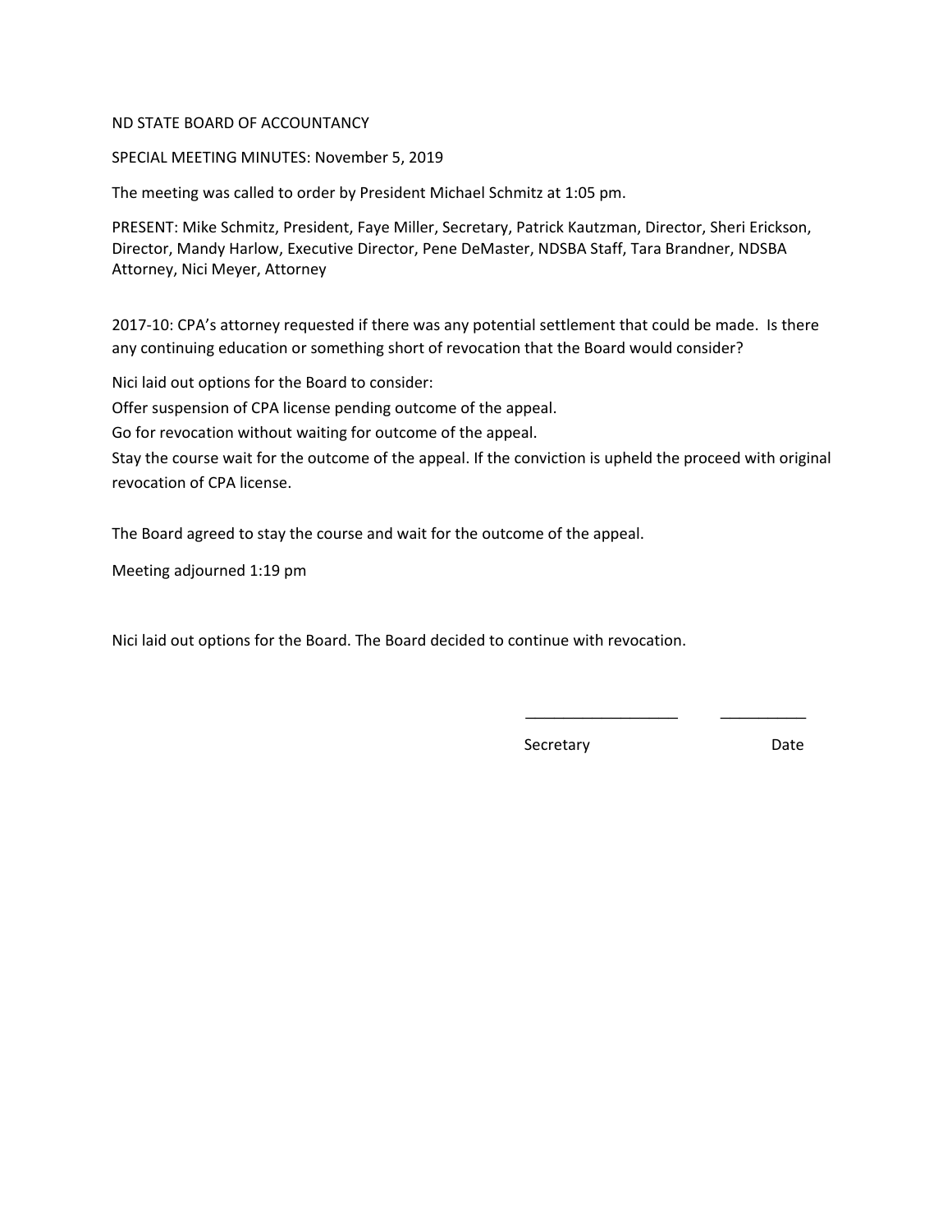ND STATE BOARD OF ACCOUNTANCY

SPECIAL MEETING MINUTES: November 5, 2019

The meeting was called to order by President Michael Schmitz at 1:05 pm.

PRESENT: Mike Schmitz, President, Faye Miller, Secretary, Patrick Kautzman, Director, Sheri Erickson, Director, Mandy Harlow, Executive Director, Pene DeMaster, NDSBA Staff, Tara Brandner, NDSBA Attorney, Nici Meyer, Attorney

2017-10: CPA's attorney requested if there was any potential settlement that could be made. Is there any continuing education or something short of revocation that the Board would consider?

Nici laid out options for the Board to consider:

Offer suspension of CPA license pending outcome of the appeal.

Go for revocation without waiting for outcome of the appeal.

Stay the course wait for the outcome of the appeal. If the conviction is upheld the proceed with original revocation of CPA license.

The Board agreed to stay the course and wait for the outcome of the appeal.

Meeting adjourned 1:19 pm

Nici laid out options for the Board. The Board decided to continue with revocation.

\_\_\_\_\_\_\_\_\_\_\_\_\_\_\_\_\_\_ \_\_\_\_\_\_\_\_\_\_

Secretary Date